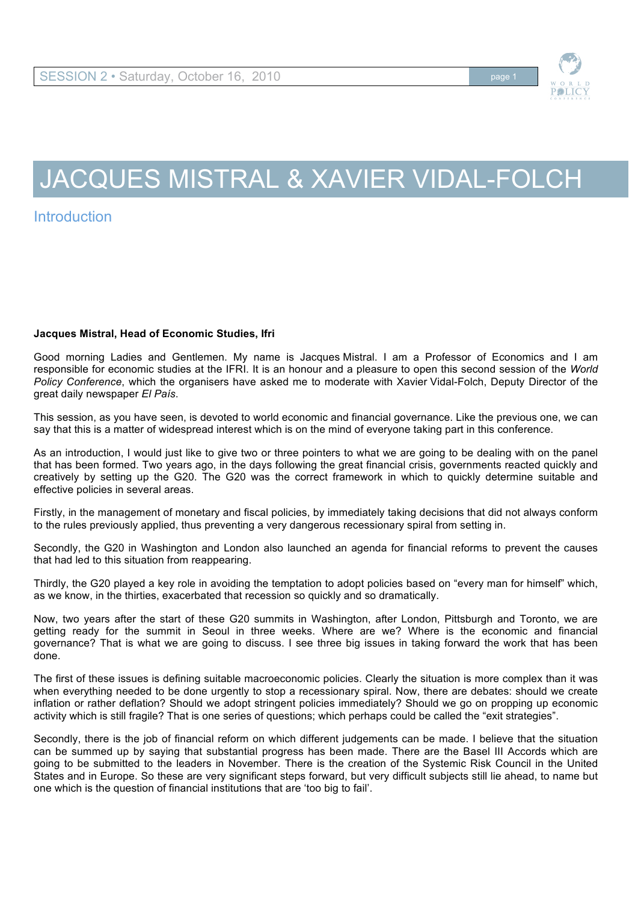# JACQUES MISTRAL & XAVIER VIDAL-FOLCH

## Introduction

**Jacques Mistral, Head of Economic Studies, Ifri**

Good morning Ladies and Gentlemen. My name is Jacques Mistral. I am a Professor of Economics and I am responsible for economic studies at the IFRI. It is an honour and a pleasure to open this second session of the *World Policy Conference*, which the organisers have asked me to moderate with Xavier Vidal-Folch, Deputy Director of the great daily newspaper *El País*.

This session, as you have seen, is devoted to world economic and financial governance. Like the previous one, we can say that this is a matter of widespread interest which is on the mind of everyone taking part in this conference.

As an introduction, I would just like to give two or three pointers to what we are going to be dealing with on the panel that has been formed. Two years ago, in the days following the great financial crisis, governments reacted quickly and creatively by setting up the G20. The G20 was the correct framework in which to quickly determine suitable and effective policies in several areas.

Firstly, in the management of monetary and fiscal policies, by immediately taking decisions that did not always conform to the rules previously applied, thus preventing a very dangerous recessionary spiral from setting in.

Secondly, the G20 in Washington and London also launched an agenda for financial reforms to prevent the causes that had led to this situation from reappearing.

Thirdly, the G20 played a key role in avoiding the temptation to adopt policies based on "every man for himself" which, as we know, in the thirties, exacerbated that recession so quickly and so dramatically.

Now, two years after the start of these G20 summits in Washington, after London, Pittsburgh and Toronto, we are getting ready for the summit in Seoul in three weeks. Where are we? Where is the economic and financial governance? That is what we are going to discuss. I see three big issues in taking forward the work that has been done.

The first of these issues is defining suitable macroeconomic policies. Clearly the situation is more complex than it was when everything needed to be done urgently to stop a recessionary spiral. Now, there are debates: should we create inflation or rather deflation? Should we adopt stringent policies immediately? Should we go on propping up economic activity which is still fragile? That is one series of questions; which perhaps could be called the "exit strategies".

Secondly, there is the job of financial reform on which different judgements can be made. I believe that the situation can be summed up by saying that substantial progress has been made. There are the Basel III Accords which are going to be submitted to the leaders in November. There is the creation of the Systemic Risk Council in the United States and in Europe. So these are very significant steps forward, but very difficult subjects still lie ahead, to name but one which is the question of financial institutions that are 'too big to fail'.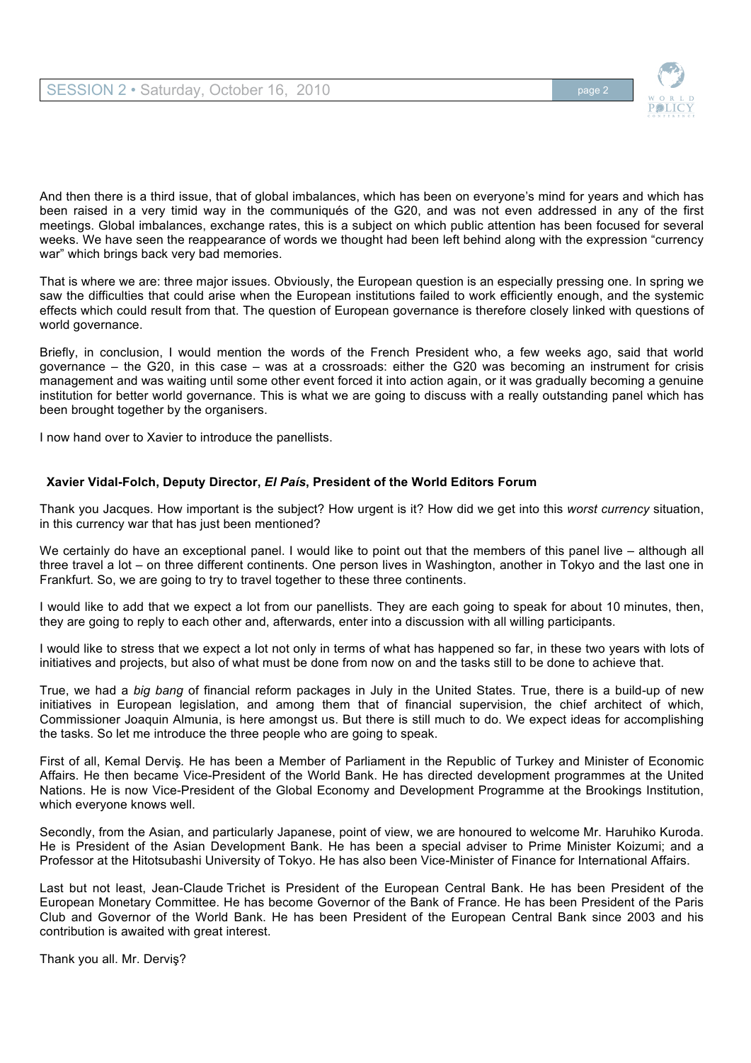And then there is a third issue, that of global imbalances, which has been on everyone's mind for years and which has been raised in a very timid way in the communiqués of the G20, and was not even addressed in any of the first meetings. Global imbalances, exchange rates, this is a subject on which public attention has been focused for several weeks. We have seen the reappearance of words we thought had been left behind along with the expression "currency war" which brings back very bad memories.

That is where we are: three major issues. Obviously, the European question is an especially pressing one. In spring we saw the difficulties that could arise when the European institutions failed to work efficiently enough, and the systemic effects which could result from that. The question of European governance is therefore closely linked with questions of world governance.

Briefly, in conclusion, I would mention the words of the French President who, a few weeks ago, said that world governance – the G20, in this case – was at a crossroads: either the G20 was becoming an instrument for crisis management and was waiting until some other event forced it into action again, or it was gradually becoming a genuine institution for better world governance. This is what we are going to discuss with a really outstanding panel which has been brought together by the organisers.

I now hand over to Xavier to introduce the panellists.

**Xavier Vidal-Folch, Deputy Director, *El País*, President of the World Editors Forum**

Thank you Jacques. How important is the subject? How urgent is it? How did we get into this *worst currency* situation, in this currency war that has just been mentioned?

We certainly do have an exceptional panel. I would like to point out that the members of this panel live – although all three travel a lot – on three different continents. One person lives in Washington, another in Tokyo and the last one in Frankfurt. So, we are going to try to travel together to these three continents.

I would like to add that we expect a lot from our panellists. They are each going to speak for about 10 minutes, then, they are going to reply to each other and, afterwards, enter into a discussion with all willing participants.

I would like to stress that we expect a lot not only in terms of what has happened so far, in these two years with lots of initiatives and projects, but also of what must be done from now on and the tasks still to be done to achieve that.

True, we had a *big bang* of financial reform packages in July in the United States. True, there is a build-up of new initiatives in European legislation, and among them that of financial supervision, the chief architect of which, Commissioner Joaquin Almunia, is here amongst us. But there is still much to do. We expect ideas for accomplishing the tasks. So let me introduce the three people who are going to speak.

First of all, Kemal Derviş. He has been a Member of Parliament in the Republic of Turkey and Minister of Economic Affairs. He then became Vice-President of the World Bank. He has directed development programmes at the United Nations. He is now Vice-President of the Global Economy and Development Programme at the Brookings Institution, which everyone knows well.

Secondly, from the Asian, and particularly Japanese, point of view, we are honoured to welcome Mr. Haruhiko Kuroda. He is President of the Asian Development Bank. He has been a special adviser to Prime Minister Koizumi; and a Professor at the Hitotsubashi University of Tokyo. He has also been Vice-Minister of Finance for International Affairs.

Last but not least, Jean-Claude Trichet is President of the European Central Bank. He has been President of the European Monetary Committee. He has become Governor of the Bank of France. He has been President of the Paris Club and Governor of the World Bank. He has been President of the European Central Bank since 2003 and his contribution is awaited with great interest.

Thank you all. Mr. Derviş?